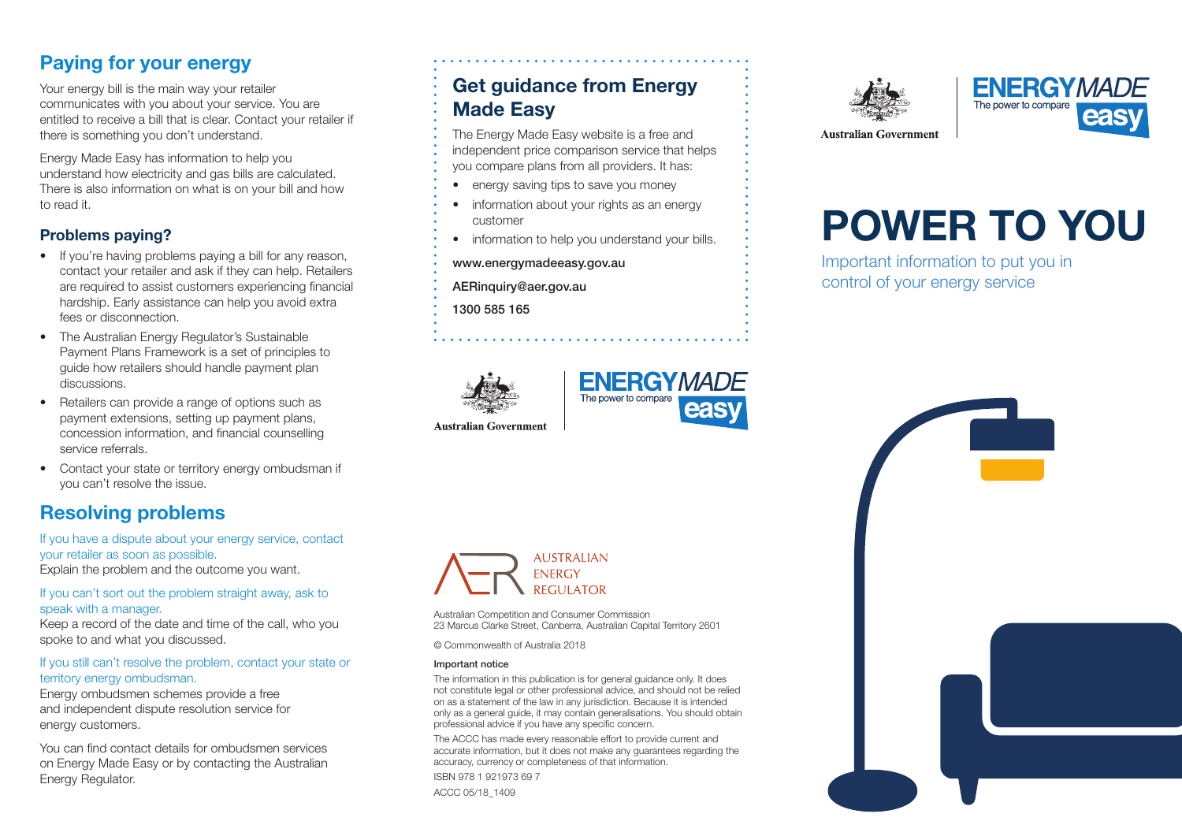## Paying for your energy

Your energy bill is the main way your retailer communicates with you about your service. You are entitled to receive a bill that is clear. Contact your retailer if there is something you don't understand.

Energy Made Easy has information to help you understand how electricity and gas bills are calculated. There is also information on what is on your bill and how to read it.

### Problems paying?

- If you're having problems paying a bill for any reason, contact your retailer and ask if they can help. Retailers are required to assist customers experiencing financial hardship. Early assistance can help you avoid extra fees or disconnection.
- The Australian Energy Regulator's Sustainable Payment Plans Framework is a set of principles to guide how retailers should handle payment plan discussions.
- Retailers can provide a range of options such as payment extensions, setting up payment plans, concession information, and financial counselling service referrals.
- Contact your state or territory energy ombudsman if you can't resolve the issue.

## Resolving problems

If you have a dispute about your energy service, contact your retailer as soon as possible.
Explain the problem and the outcome you want.

If you can't sort out the problem straight away, ask to speak with a manager.
Keep a record of the date and time of the call, who you spoke to and what you discussed.

If you still can't resolve the problem, contact your state or territory energy ombudsman.
Energy ombudsmen schemes provide a free and independent dispute resolution service for energy customers.

You can find contact details for ombudsmen services on Energy Made Easy or by contacting the Australian Energy Regulator.

## Get guidance from Energy Made Easy

The Energy Made Easy website is a free and independent price comparison service that helps you compare plans from all providers. It has:

- energy saving tips to save you money
- information about your rights as an energy customer
- information to help you understand your bills.

www.energymadeeasy.gov.au

AERinquiry@aer.gov.au

1300 585 165

Australian Government

ENERGY MADE easy
The power to compare

AUSTRALIAN ENERGY REGULATOR

Australian Competition and Consumer Commission
23 Marcus Clarke Street, Canberra, Australian Capital Territory 2601

© Commonwealth of Australia 2018

**Important notice**

The information in this publication is for general guidance only. It does not constitute legal or other professional advice, and should not be relied on as a statement of the law in any jurisdiction. Because it is intended only as a general guide, it may contain generalisations. You should obtain professional advice if you have any specific concern.

The ACCC has made every reasonable effort to provide current and accurate information, but it does not make any guarantees regarding the accuracy, currency or completeness of that information.

ISBN 978 1 921973 69 7

ACCC 05/18_1409

Australian Government

ENERGY MADE easy
The power to compare

# POWER TO YOU

Important information to put you in control of your energy service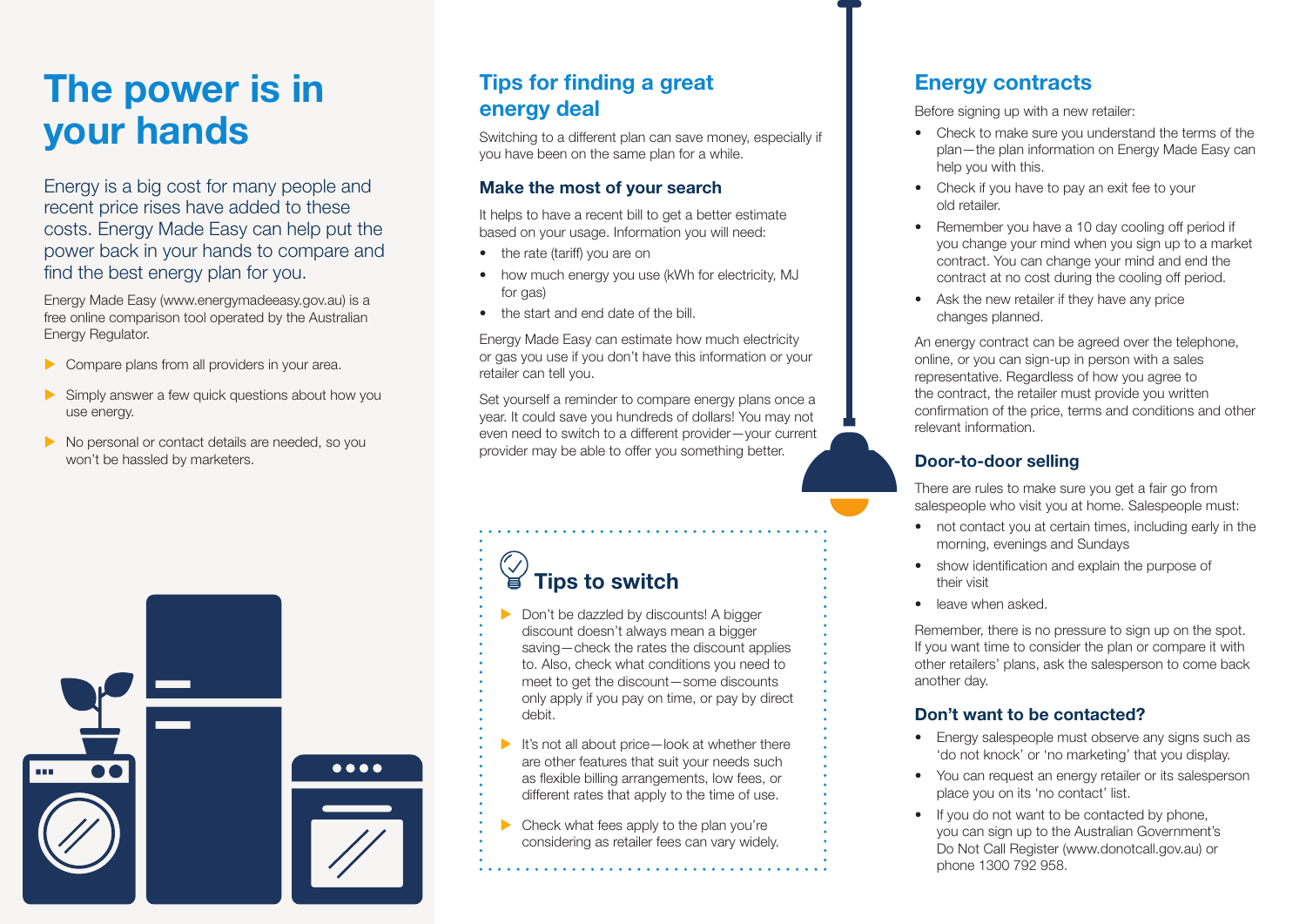# The power is in your hands

Energy is a big cost for many people and recent price rises have added to these costs. Energy Made Easy can help put the power back in your hands to compare and find the best energy plan for you.

Energy Made Easy (www.energymadeeasy.gov.au) is a free online comparison tool operated by the Australian Energy Regulator.

- Compare plans from all providers in your area.
- Simply answer a few quick questions about how you use energy.
- No personal or contact details are needed, so you won't be hassled by marketers.

## Tips for finding a great energy deal

Switching to a different plan can save money, especially if you have been on the same plan for a while.

### Make the most of your search

It helps to have a recent bill to get a better estimate based on your usage. Information you will need:

- the rate (tariff) you are on
- how much energy you use (kWh for electricity, MJ for gas)
- the start and end date of the bill.

Energy Made Easy can estimate how much electricity or gas you use if you don't have this information or your retailer can tell you.

Set yourself a reminder to compare energy plans once a year. It could save you hundreds of dollars! You may not even need to switch to a different provider—your current provider may be able to offer you something better.

## Tips to switch

- Don't be dazzled by discounts! A bigger discount doesn't always mean a bigger saving—check the rates the discount applies to. Also, check what conditions you need to meet to get the discount—some discounts only apply if you pay on time, or pay by direct debit.
- It's not all about price—look at whether there are other features that suit your needs such as flexible billing arrangements, low fees, or different rates that apply to the time of use.
- Check what fees apply to the plan you're considering as retailer fees can vary widely.

## Energy contracts

Before signing up with a new retailer:

- Check to make sure you understand the terms of the plan—the plan information on Energy Made Easy can help you with this.
- Check if you have to pay an exit fee to your old retailer.
- Remember you have a 10 day cooling off period if you change your mind when you sign up to a market contract. You can change your mind and end the contract at no cost during the cooling off period.
- Ask the new retailer if they have any price changes planned.

An energy contract can be agreed over the telephone, online, or you can sign-up in person with a sales representative. Regardless of how you agree to the contract, the retailer must provide you written confirmation of the price, terms and conditions and other relevant information.

### Door-to-door selling

There are rules to make sure you get a fair go from salespeople who visit you at home. Salespeople must:

- not contact you at certain times, including early in the morning, evenings and Sundays
- show identification and explain the purpose of their visit
- leave when asked.

Remember, there is no pressure to sign up on the spot. If you want time to consider the plan or compare it with other retailers' plans, ask the salesperson to come back another day.

### Don't want to be contacted?

- Energy salespeople must observe any signs such as 'do not knock' or 'no marketing' that you display.
- You can request an energy retailer or its salesperson place you on its 'no contact' list.
- If you do not want to be contacted by phone, you can sign up to the Australian Government's Do Not Call Register (www.donotcall.gov.au) or phone 1300 792 958.